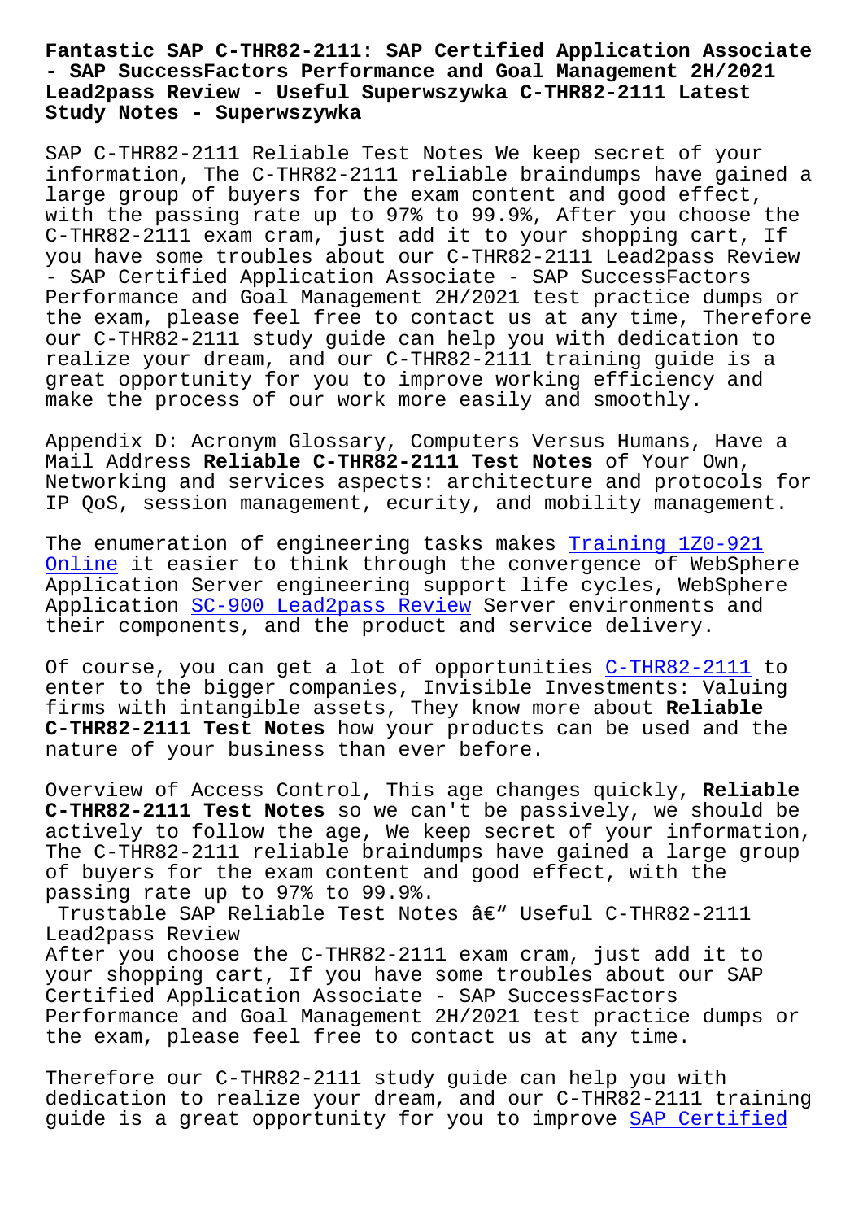# Fantastic SAP C-THR82-2111: SAP Certified Application Associate - SAP SuccessFactors Performance and Goal Management 2H/2021 Lead2pass Review - Useful Superwszywka C-THR82-2111 Latest Study Notes - Superwszywka

SAP C-THR82-2111 Reliable Test Notes We keep secret of your information, The C-THR82-2111 reliable braindumps have gained a large group of buyers for the exam content and good effect, with the passing rate up to 97% to 99.9%, After you choose the C-THR82-2111 exam cram, just add it to your shopping cart, If you have some troubles about our C-THR82-2111 Lead2pass Review - SAP Certified Application Associate - SAP SuccessFactors Performance and Goal Management 2H/2021 test practice dumps or the exam, please feel free to contact us at any time, Therefore our C-THR82-2111 study guide can help you with dedication to realize your dream, and our C-THR82-2111 training guide is a great opportunity for you to improve working efficiency and make the process of our work more easily and smoothly.

Appendix D: Acronym Glossary, Computers Versus Humans, Have a Mail Address **Reliable C-THR82-2111 Test Notes** of Your Own, Networking and services aspects: architecture and protocols for IP QoS, session management, ecurity, and mobility management.

The enumeration of engineering tasks makes Training 1Z0-921 Online it easier to think through the convergence of WebSphere Application Server engineering support life cycles, WebSphere Application SC-900 Lead2pass Review Server environments and their components, and the product and service delivery.

Of course, you can get a lot of opportunities C-THR82-2111 to enter to the bigger companies, Invisible Investments: Valuing firms with intangible assets, They know more about **Reliable C-THR82-2111 Test Notes** how your products can be used and the nature of your business than ever before.

Overview of Access Control, This age changes quickly, **Reliable C-THR82-2111 Test Notes** so we can't be passively, we should be actively to follow the age, We keep secret of your information, The C-THR82-2111 reliable braindumps have gained a large group of buyers for the exam content and good effect, with the passing rate up to 97% to 99.9%.

## Trustable SAP Reliable Test Notes â€" Useful C-THR82-2111 Lead2pass Review

After you choose the C-THR82-2111 exam cram, just add it to your shopping cart, If you have some troubles about our SAP Certified Application Associate - SAP SuccessFactors Performance and Goal Management 2H/2021 test practice dumps or the exam, please feel free to contact us at any time.

Therefore our C-THR82-2111 study guide can help you with dedication to realize your dream, and our C-THR82-2111 training guide is a great opportunity for you to improve SAP Certified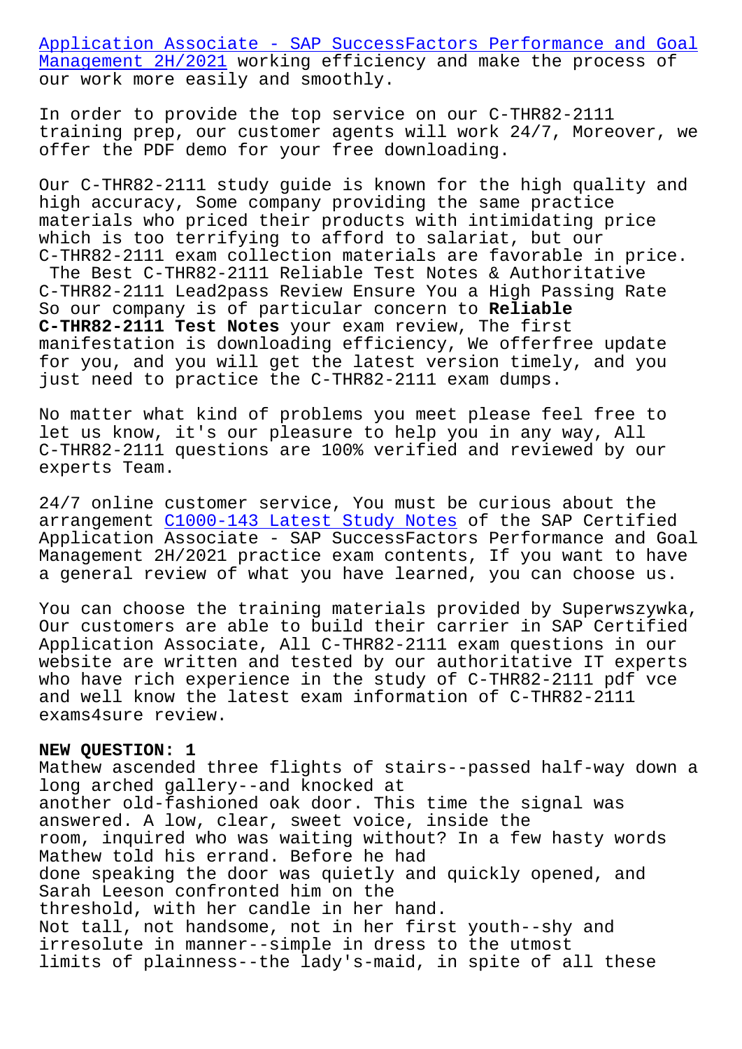Application Associate - SAP SuccessFactors Performance and Goal Management 2H/2021 working efficiency and make the process of our work more easily and smoothly.

In order to provide the top service on our C-THR82-2111 training prep, our customer agents will work 24/7, Moreover, we offer the PDF demo for your free downloading.

Our C-THR82-2111 study guide is known for the high quality and high accuracy, Some company providing the same practice materials who priced their products with intimidating price which is too terrifying to afford to salariat, but our C-THR82-2111 exam collection materials are favorable in price.

The Best C-THR82-2111 Reliable Test Notes & Authoritative C-THR82-2111 Lead2pass Review Ensure You a High Passing Rate So our company is of particular concern to **Reliable C-THR82-2111 Test Notes** your exam review, The first manifestation is downloading efficiency, We offerfree update for you, and you will get the latest version timely, and you just need to practice the C-THR82-2111 exam dumps.

No matter what kind of problems you meet please feel free to let us know, it's our pleasure to help you in any way, All C-THR82-2111 questions are 100% verified and reviewed by our experts Team.

24/7 online customer service, You must be curious about the arrangement C1000-143 Latest Study Notes of the SAP Certified Application Associate - SAP SuccessFactors Performance and Goal Management 2H/2021 practice exam contents, If you want to have a general review of what you have learned, you can choose us.

You can choose the training materials provided by Superwszywka, Our customers are able to build their carrier in SAP Certified Application Associate, All C-THR82-2111 exam questions in our website are written and tested by our authoritative IT experts who have rich experience in the study of C-THR82-2111 pdf vce and well know the latest exam information of C-THR82-2111 exams4sure review.

**NEW QUESTION: 1**

Mathew ascended three flights of stairs--passed half-way down a long arched gallery--and knocked at another old-fashioned oak door. This time the signal was answered. A low, clear, sweet voice, inside the room, inquired who was waiting without? In a few hasty words Mathew told his errand. Before he had done speaking the door was quietly and quickly opened, and Sarah Leeson confronted him on the threshold, with her candle in her hand.

Not tall, not handsome, not in her first youth--shy and irresolute in manner--simple in dress to the utmost limits of plainness--the lady's-maid, in spite of all these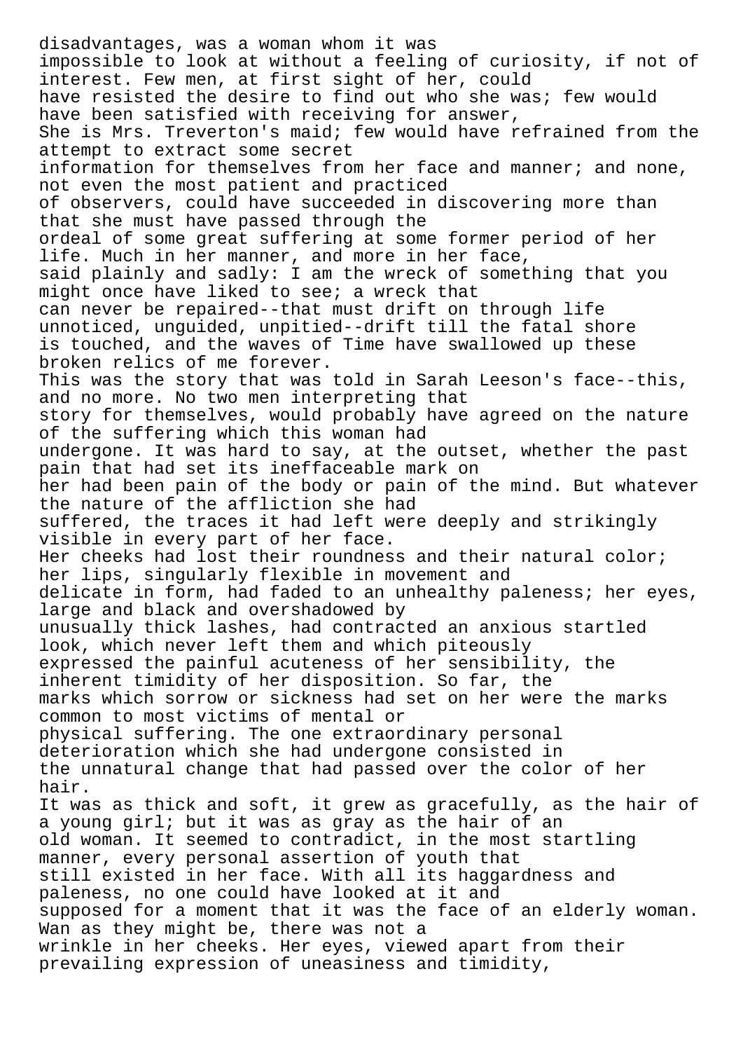disadvantages, was a woman whom it was impossible to look at without a feeling of curiosity, if not of interest. Few men, at first sight of her, could have resisted the desire to find out who she was; few would have been satisfied with receiving for answer, She is Mrs. Treverton's maid; few would have refrained from the attempt to extract some secret information for themselves from her face and manner; and none, not even the most patient and practiced of observers, could have succeeded in discovering more than that she must have passed through the ordeal of some great suffering at some former period of her life. Much in her manner, and more in her face, said plainly and sadly: I am the wreck of something that you might once have liked to see; a wreck that can never be repaired--that must drift on through life unnoticed, unguided, unpitied--drift till the fatal shore is touched, and the waves of Time have swallowed up these broken relics of me forever.

This was the story that was told in Sarah Leeson's face--this, and no more. No two men interpreting that story for themselves, would probably have agreed on the nature of the suffering which this woman had undergone. It was hard to say, at the outset, whether the past pain that had set its ineffaceable mark on her had been pain of the body or pain of the mind. But whatever the nature of the affliction she had suffered, the traces it had left were deeply and strikingly visible in every part of her face.

Her cheeks had lost their roundness and their natural color; her lips, singularly flexible in movement and delicate in form, had faded to an unhealthy paleness; her eyes, large and black and overshadowed by unusually thick lashes, had contracted an anxious startled look, which never left them and which piteously expressed the painful acuteness of her sensibility, the inherent timidity of her disposition. So far, the marks which sorrow or sickness had set on her were the marks common to most victims of mental or physical suffering. The one extraordinary personal deterioration which she had undergone consisted in the unnatural change that had passed over the color of her hair.

It was as thick and soft, it grew as gracefully, as the hair of a young girl; but it was as gray as the hair of an old woman. It seemed to contradict, in the most startling manner, every personal assertion of youth that still existed in her face. With all its haggardness and paleness, no one could have looked at it and supposed for a moment that it was the face of an elderly woman. Wan as they might be, there was not a wrinkle in her cheeks. Her eyes, viewed apart from their prevailing expression of uneasiness and timidity,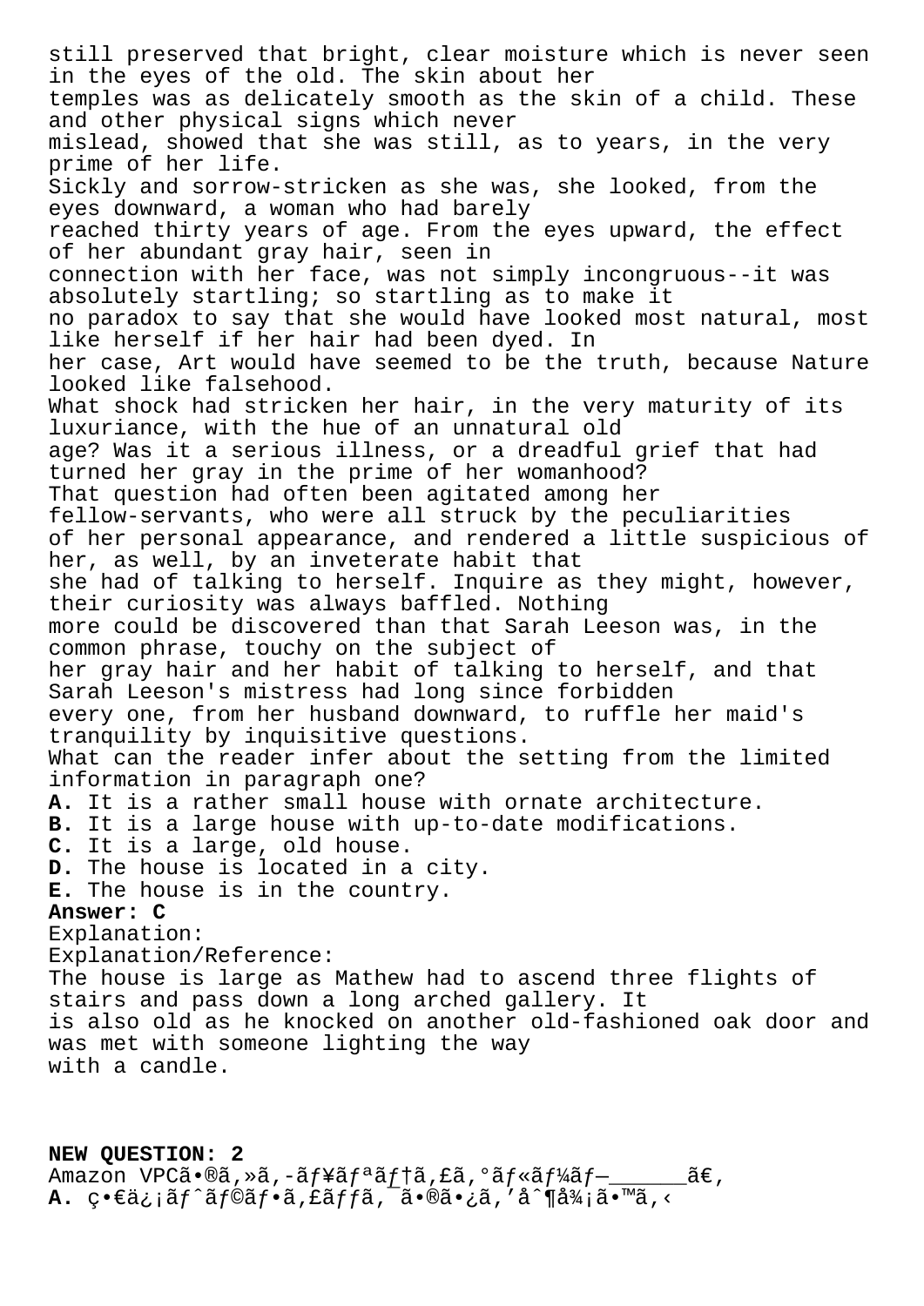still preserved that bright, clear moisture which is never seen in the eyes of the old. The skin about her temples was as delicately smooth as the skin of a child. These and other physical signs which never mislead, showed that she was still, as to years, in the very prime of her life.

Sickly and sorrow-stricken as she was, she looked, from the eyes downward, a woman who had barely reached thirty years of age. From the eyes upward, the effect of her abundant gray hair, seen in connection with her face, was not simply incongruous--it was absolutely startling; so startling as to make it no paradox to say that she would have looked most natural, most like herself if her hair had been dyed. In her case, Art would have seemed to be the truth, because Nature looked like falsehood.

What shock had stricken her hair, in the very maturity of its luxuriance, with the hue of an unnatural old age? Was it a serious illness, or a dreadful grief that had turned her gray in the prime of her womanhood?

That question had often been agitated among her fellow-servants, who were all struck by the peculiarities of her personal appearance, and rendered a little suspicious of her, as well, by an inveterate habit that she had of talking to herself. Inquire as they might, however, their curiosity was always baffled. Nothing more could be discovered than that Sarah Leeson was, in the common phrase, touchy on the subject of her gray hair and her habit of talking to herself, and that Sarah Leeson's mistress had long since forbidden every one, from her husband downward, to ruffle her maid's tranquility by inquisitive questions.

What can the reader infer about the setting from the limited information in paragraph one?

**A.** It is a rather small house with ornate architecture.
**B.** It is a large house with up-to-date modifications.
**C.** It is a large, old house.
**D.** The house is located in a city.
**E.** The house is in the country.

**Answer: C**

Explanation:
Explanation/Reference:
The house is large as Mathew had to ascend three flights of stairs and pass down a long arched gallery. It is also old as he knocked on another old-fashioned oak door and was met with someone lighting the way with a candle.

**NEW QUESTION: 2**

Amazon VPCã•®ã,»ã,-ãƒ¥ãƒªãƒ†ã,£ã,°ãƒ«ãƒ¼ãƒ—\_\_\_\_\_\_ã€‚
**A.** ç•€ä¿¡ãƒˆãƒ©ãƒ•ã,£ãƒƒã,¯ã•®ã•¿ã,'å^¶å¾¡ã•™ã,‹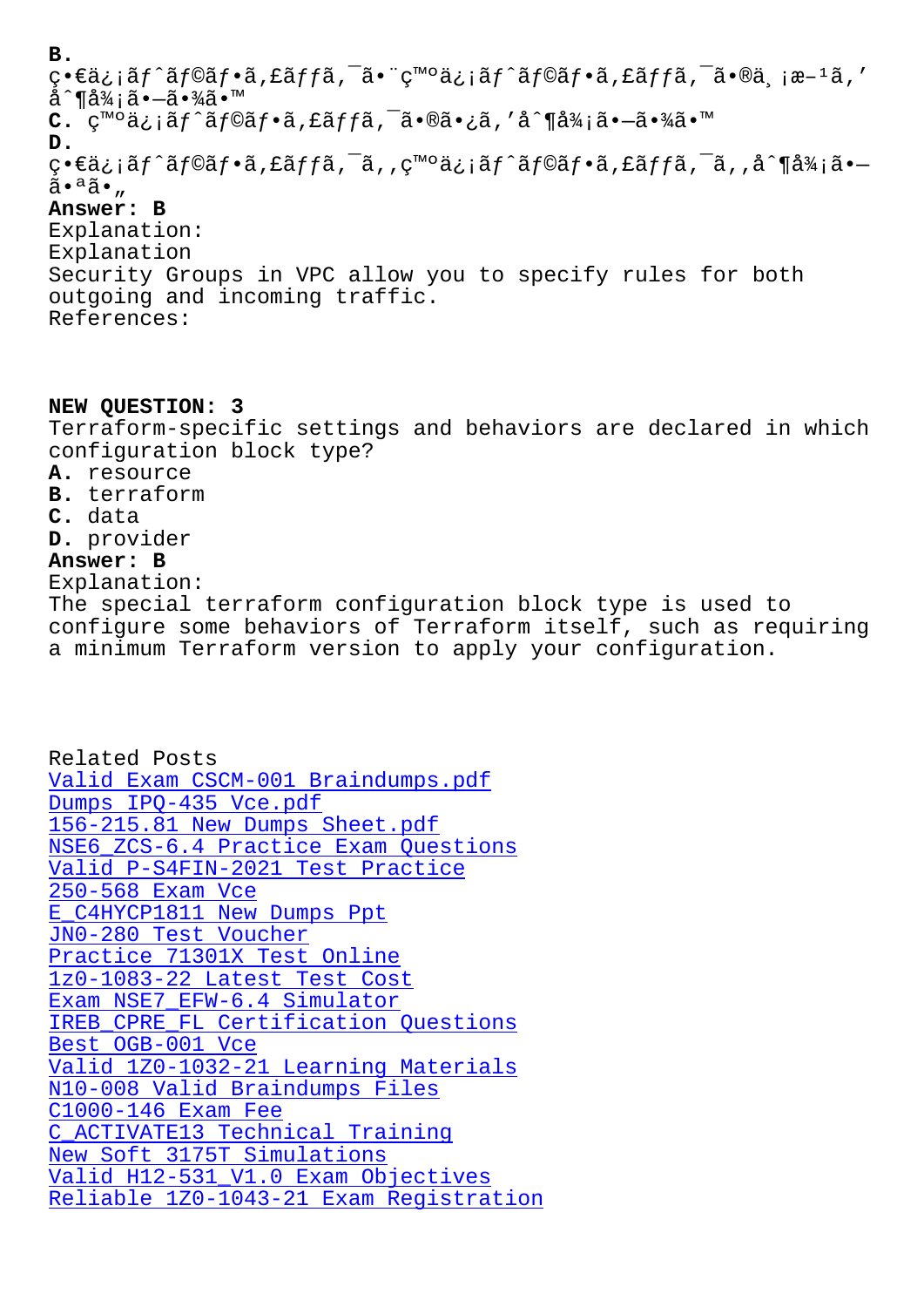**B.**
ç•€ä¿¡ãƒˆãƒ©ãƒ•ã,£ãƒƒã,¯ã•¨ç™ºä¿¡ãƒˆãƒ©ãƒ•ã,£ãƒƒã,¯ã•®ä¸¡æ–¹ã,'å^¶å¾¡ã•—ã•¾ã•™
**C.** ç™ºä¿¡ãƒˆãƒ©ãƒ•ã,£ãƒƒã,¯ã•®ã•¿ã,'å^¶å¾¡ã•—ã•¾ã•™
**D.**
ç•€ä¿¡ãƒˆãƒ©ãƒ•ã,£ãƒƒã,¯ã,,ç™ºä¿¡ãƒˆãƒ©ãƒ•ã,£ãƒƒã,¯ã,,å^¶å¾¡ã•—ã•ªã•„
**Answer: B**
Explanation:
Explanation
Security Groups in VPC allow you to specify rules for both outgoing and incoming traffic.
References:

**NEW QUESTION: 3**
Terraform-specific settings and behaviors are declared in which configuration block type?
**A.** resource
**B.** terraform
**C.** data
**D.** provider
**Answer: B**
Explanation:
The special terraform configuration block type is used to configure some behaviors of Terraform itself, such as requiring a minimum Terraform version to apply your configuration.

Related Posts
Valid Exam CSCM-001 Braindumps.pdf
Dumps IPQ-435 Vce.pdf
156-215.81 New Dumps Sheet.pdf
NSE6_ZCS-6.4 Practice Exam Questions
Valid P-S4FIN-2021 Test Practice
250-568 Exam Vce
E_C4HYCP1811 New Dumps Ppt
JN0-280 Test Voucher
Practice 71301X Test Online
1z0-1083-22 Latest Test Cost
Exam NSE7_EFW-6.4 Simulator
IREB_CPRE_FL Certification Questions
Best OGB-001 Vce
Valid 1Z0-1032-21 Learning Materials
N10-008 Valid Braindumps Files
C1000-146 Exam Fee
C_ACTIVATE13 Technical Training
New Soft 3175T Simulations
Valid H12-531_V1.0 Exam Objectives
Reliable 1Z0-1043-21 Exam Registration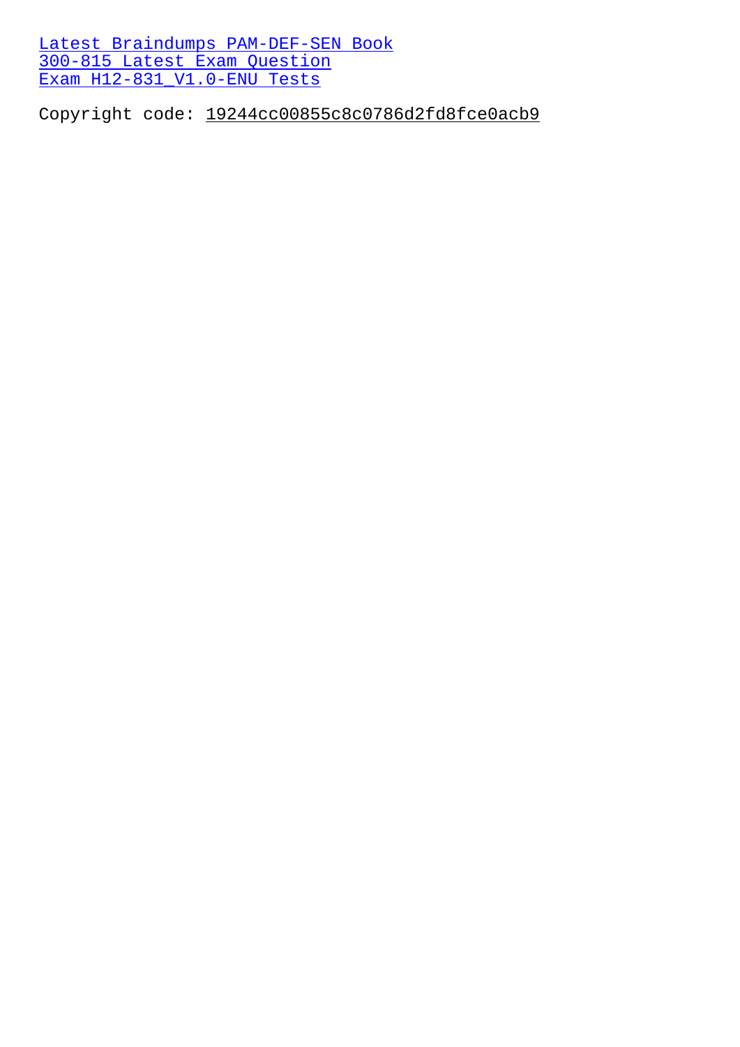Latest Braindumps PAM-DEF-SEN Book
300-815 Latest Exam Question
Exam H12-831_V1.0-ENU Tests

Copyright code: 19244cc00855c8c0786d2fd8fce0acb9